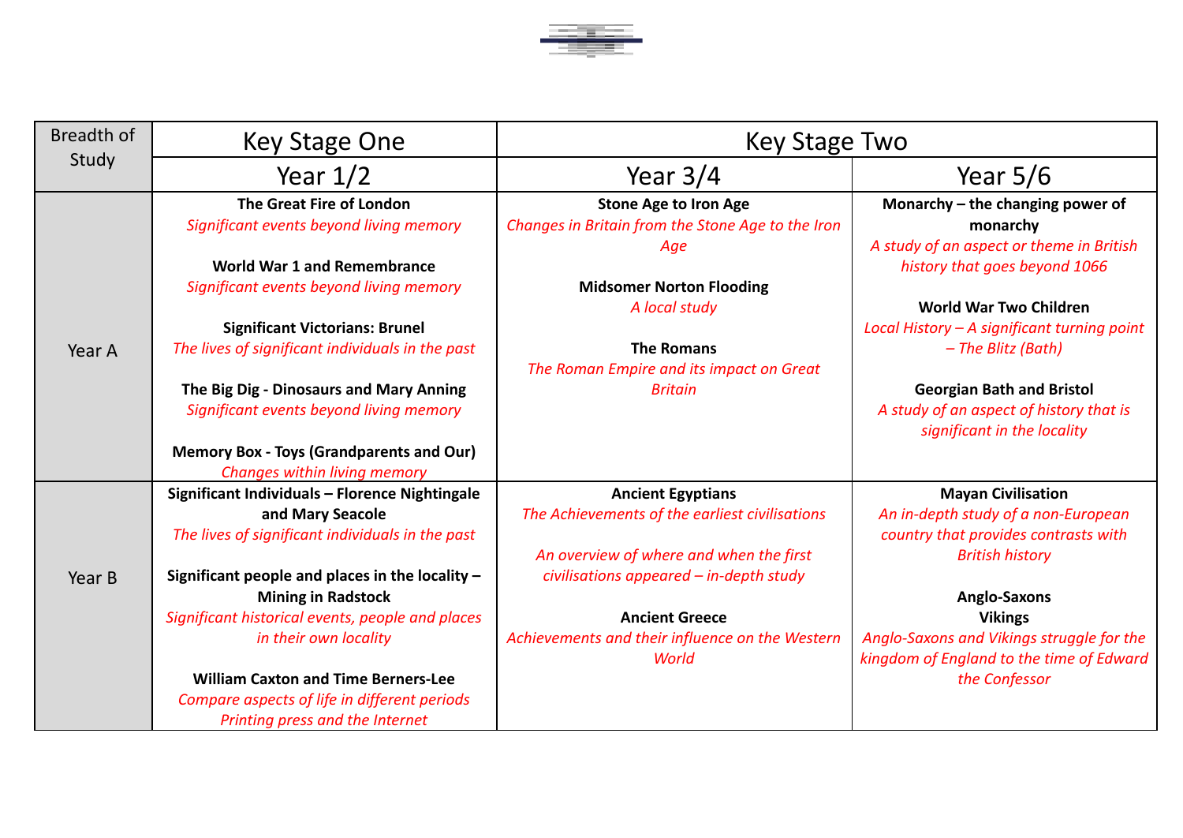| Breadth of Study | Key Stage One | Key Stage Two | |
|---|---|---|---|
| | Year 1/2 | Year 3/4 | Year 5/6 |
| Year A | **The Great Fire of London**<br>*Significant events beyond living memory*<br><br>**World War 1 and Remembrance**<br>*Significant events beyond living memory*<br><br>**Significant Victorians: Brunel**<br>*The lives of significant individuals in the past*<br><br>**The Big Dig - Dinosaurs and Mary Anning**<br>*Significant events beyond living memory*<br><br>**Memory Box - Toys (Grandparents and Our)**<br>*Changes within living memory* | **Stone Age to Iron Age**<br>*Changes in Britain from the Stone Age to the Iron Age*<br><br>**Midsomer Norton Flooding**<br>*A local study*<br><br>**The Romans**<br>*The Roman Empire and its impact on Great Britain* | **Monarchy – the changing power of monarchy**<br>*A study of an aspect or theme in British history that goes beyond 1066*<br><br>**World War Two Children**<br>*Local History – A significant turning point – The Blitz (Bath)*<br><br>**Georgian Bath and Bristol**<br>*A study of an aspect of history that is significant in the locality* |
| Year B | **Significant Individuals – Florence Nightingale and Mary Seacole**<br>*The lives of significant individuals in the past*<br><br>**Significant people and places in the locality – Mining in Radstock**<br>*Significant historical events, people and places in their own locality*<br><br>**William Caxton and Time Berners-Lee**<br>*Compare aspects of life in different periods Printing press and the Internet* | **Ancient Egyptians**<br>*The Achievements of the earliest civilisations*<br><br>*An overview of where and when the first civilisations appeared – in-depth study*<br><br>**Ancient Greece**<br>*Achievements and their influence on the Western World* | **Mayan Civilisation**<br>*An in-depth study of a non-European country that provides contrasts with British history*<br><br>**Anglo-Saxons**<br>**Vikings**<br>*Anglo-Saxons and Vikings struggle for the kingdom of England to the time of Edward the Confessor* |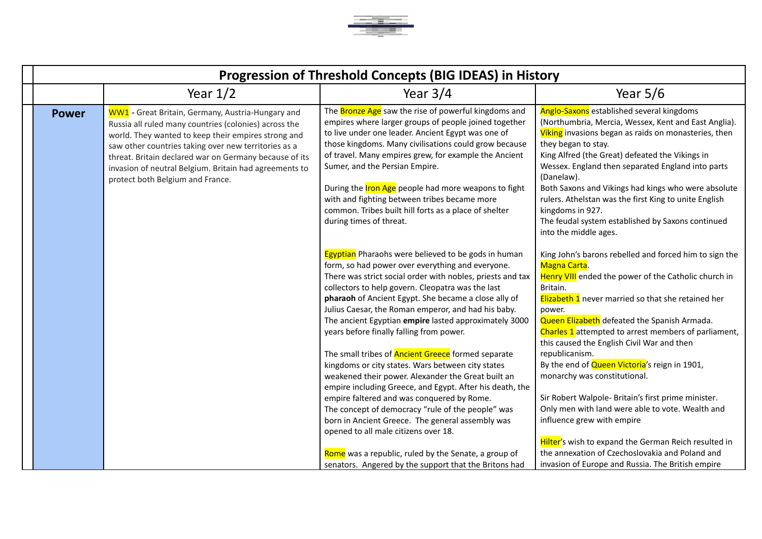| | Progression of Threshold Concepts (BIG IDEAS) in History | | |
|---|---|---|---|
| | Year 1/2 | Year 3/4 | Year 5/6 |
| **Power** | WW1 - Great Britain, Germany, Austria-Hungary and Russia all ruled many countries (colonies) across the world. They wanted to keep their empires strong and saw other countries taking over new territories as a threat. Britain declared war on Germany because of its invasion of neutral Belgium. Britain had agreements to protect both Belgium and France. | The Bronze Age saw the rise of powerful kingdoms and empires where larger groups of people joined together to live under one leader. Ancient Egypt was one of those kingdoms. Many civilisations could grow because of travel. Many empires grew, for example the Ancient Sumer, and the Persian Empire.<br><br>During the Iron Age people had more weapons to fight with and fighting between tribes became more common. Tribes built hill forts as a place of shelter during times of threat.<br><br>Egyptian Pharaohs were believed to be gods in human form, so had power over everything and everyone. There was strict social order with nobles, priests and tax collectors to help govern. Cleopatra was the last **pharaoh** of Ancient Egypt. She became a close ally of Julius Caesar, the Roman emperor, and had his baby. The ancient Egyptian **empire** lasted approximately 3000 years before finally falling from power.<br><br>The small tribes of Ancient Greece formed separate kingdoms or city states. Wars between city states weakened their power. Alexander the Great built an empire including Greece, and Egypt. After his death, the empire faltered and was conquered by Rome.<br>The concept of democracy "rule of the people" was born in Ancient Greece. The general assembly was opened to all male citizens over 18.<br><br>Rome was a republic, ruled by the Senate, a group of senators. Angered by the support that the Britons had | Anglo-Saxons established several kingdoms (Northumbria, Mercia, Wessex, Kent and East Anglia).<br>Viking invasions began as raids on monasteries, then they began to stay.<br>King Alfred (the Great) defeated the Vikings in Wessex. England then separated England into parts (Danelaw).<br>Both Saxons and Vikings had kings who were absolute rulers. Athelstan was the first King to unite English kingdoms in 927.<br>The feudal system established by Saxons continued into the middle ages.<br><br>King John's barons rebelled and forced him to sign the Magna Carta.<br>Henry VIII ended the power of the Catholic church in Britain.<br>Elizabeth 1 never married so that she retained her power.<br>Queen Elizabeth defeated the Spanish Armada.<br>Charles 1 attempted to arrest members of parliament, this caused the English Civil War and then republicanism.<br>By the end of Queen Victoria's reign in 1901, monarchy was constitutional.<br><br>Sir Robert Walpole- Britain's first prime minister. Only men with land were able to vote. Wealth and influence grew with empire<br><br>Hilter's wish to expand the German Reich resulted in the annexation of Czechoslovakia and Poland and invasion of Europe and Russia. The British empire |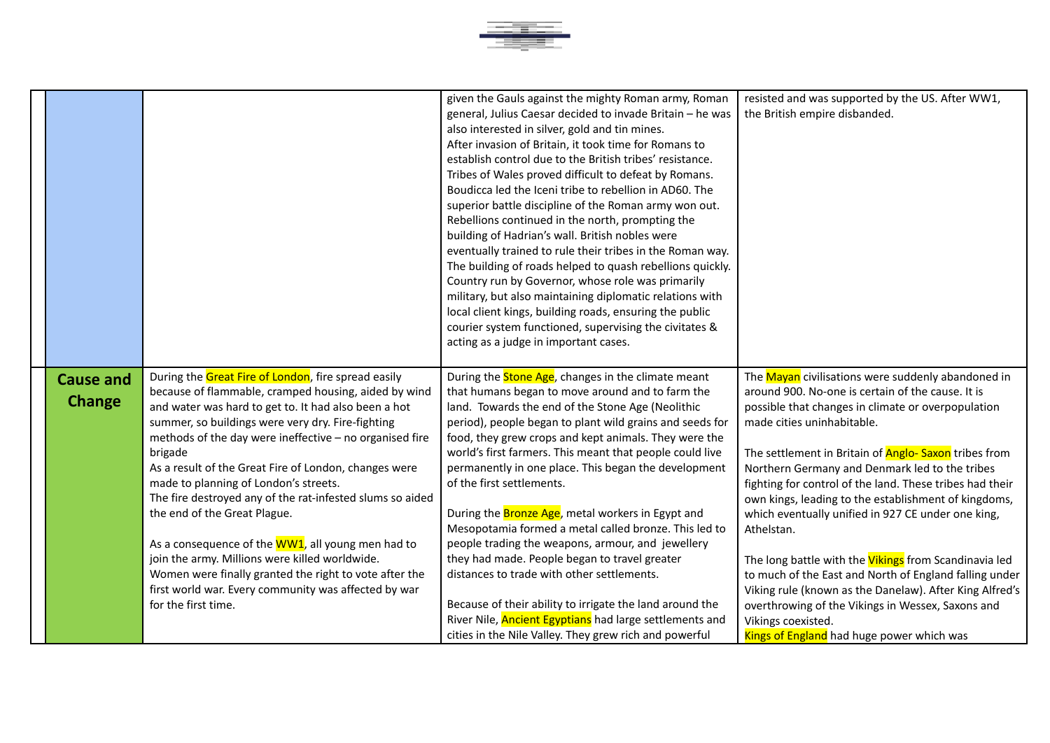| | | | | |
|---|---|---|---|---|
| | | | given the Gauls against the mighty Roman army, Roman general, Julius Caesar decided to invade Britain – he was also interested in silver, gold and tin mines.<br>After invasion of Britain, it took time for Romans to establish control due to the British tribes' resistance. Tribes of Wales proved difficult to defeat by Romans. Boudicca led the Iceni tribe to rebellion in AD60. The superior battle discipline of the Roman army won out. Rebellions continued in the north, prompting the building of Hadrian's wall. British nobles were eventually trained to rule their tribes in the Roman way. The building of roads helped to quash rebellions quickly. Country run by Governor, whose role was primarily military, but also maintaining diplomatic relations with local client kings, building roads, ensuring the public courier system functioned, supervising the civitates & acting as a judge in important cases. | resisted and was supported by the US. After WW1, the British empire disbanded. |
| | **Cause and Change** | During the Great Fire of London, fire spread easily because of flammable, cramped housing, aided by wind and water was hard to get to. It had also been a hot summer, so buildings were very dry. Fire-fighting methods of the day were ineffective – no organised fire brigade<br>As a result of the Great Fire of London, changes were made to planning of London's streets.<br>The fire destroyed any of the rat-infested slums so aided the end of the Great Plague.<br><br>As a consequence of the WW1, all young men had to join the army. Millions were killed worldwide.<br>Women were finally granted the right to vote after the first world war. Every community was affected by war for the first time. | During the Stone Age, changes in the climate meant that humans began to move around and to farm the land. Towards the end of the Stone Age (Neolithic period), people began to plant wild grains and seeds for food, they grew crops and kept animals. They were the world's first farmers. This meant that people could live permanently in one place. This began the development of the first settlements.<br><br>During the Bronze Age, metal workers in Egypt and Mesopotamia formed a metal called bronze. This led to people trading the weapons, armour, and jewellery they had made. People began to travel greater distances to trade with other settlements.<br><br>Because of their ability to irrigate the land around the River Nile, Ancient Egyptians had large settlements and cities in the Nile Valley. They grew rich and powerful | The Mayan civilisations were suddenly abandoned in around 900. No-one is certain of the cause. It is possible that changes in climate or overpopulation made cities uninhabitable.<br><br>The settlement in Britain of Anglo- Saxon tribes from Northern Germany and Denmark led to the tribes fighting for control of the land. These tribes had their own kings, leading to the establishment of kingdoms, which eventually unified in 927 CE under one king, Athelstan.<br><br>The long battle with the Vikings from Scandinavia led to much of the East and North of England falling under Viking rule (known as the Danelaw). After King Alfred's overthrowing of the Vikings in Wessex, Saxons and Vikings coexisted.<br>Kings of England had huge power which was |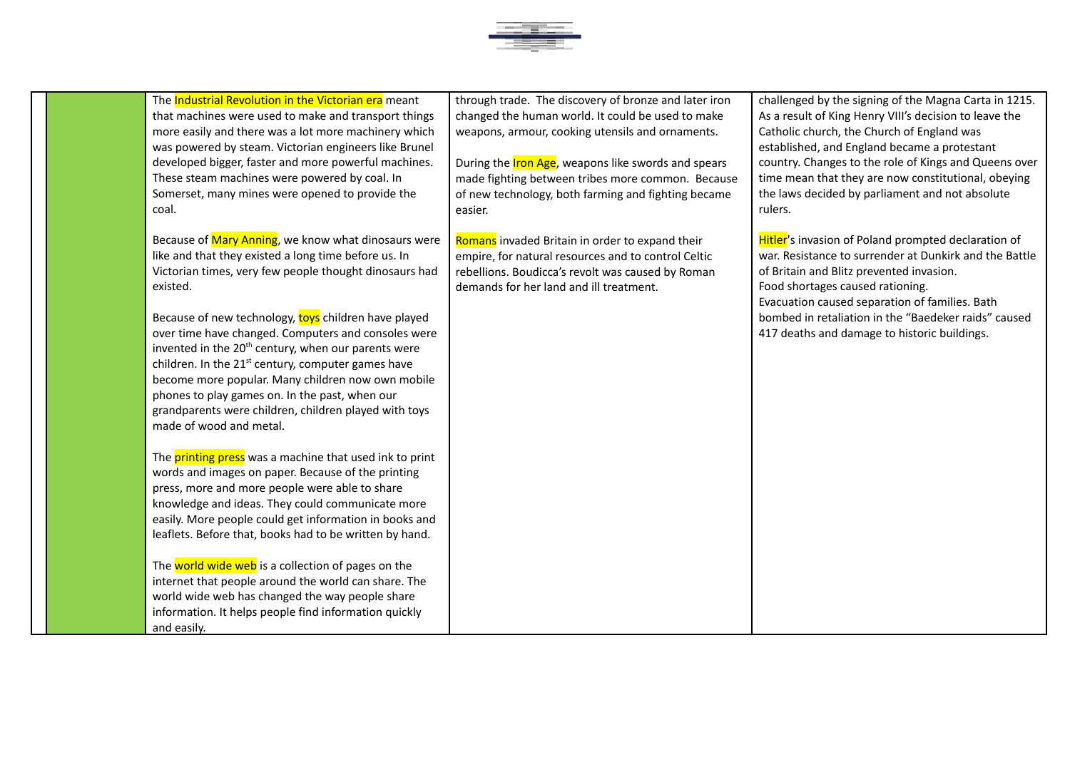| | | | | |
|---|---|---|---|---|
| | | The Industrial Revolution in the Victorian era meant that machines were used to make and transport things more easily and there was a lot more machinery which was powered by steam. Victorian engineers like Brunel developed bigger, faster and more powerful machines. These steam machines were powered by coal. In Somerset, many mines were opened to provide the coal.<br><br>Because of Mary Anning, we know what dinosaurs were like and that they existed a long time before us. In Victorian times, very few people thought dinosaurs had existed.<br><br>Because of new technology, toys children have played over time have changed. Computers and consoles were invented in the 20th century, when our parents were children. In the 21st century, computer games have become more popular. Many children now own mobile phones to play games on. In the past, when our grandparents were children, children played with toys made of wood and metal.<br><br>The printing press was a machine that used ink to print words and images on paper. Because of the printing press, more and more people were able to share knowledge and ideas. They could communicate more easily. More people could get information in books and leaflets. Before that, books had to be written by hand.<br><br>The world wide web is a collection of pages on the internet that people around the world can share. The world wide web has changed the way people share information. It helps people find information quickly and easily. | through trade. The discovery of bronze and later iron changed the human world. It could be used to make weapons, armour, cooking utensils and ornaments.<br><br>During the Iron Age, weapons like swords and spears made fighting between tribes more common. Because of new technology, both farming and fighting became easier.<br><br>Romans invaded Britain in order to expand their empire, for natural resources and to control Celtic rebellions. Boudicca's revolt was caused by Roman demands for her land and ill treatment. | challenged by the signing of the Magna Carta in 1215. As a result of King Henry VIII's decision to leave the Catholic church, the Church of England was established, and England became a protestant country. Changes to the role of Kings and Queens over time mean that they are now constitutional, obeying the laws decided by parliament and not absolute rulers.<br><br>Hitler's invasion of Poland prompted declaration of war. Resistance to surrender at Dunkirk and the Battle of Britain and Blitz prevented invasion.<br>Food shortages caused rationing.<br>Evacuation caused separation of families. Bath bombed in retaliation in the "Baedeker raids" caused 417 deaths and damage to historic buildings. |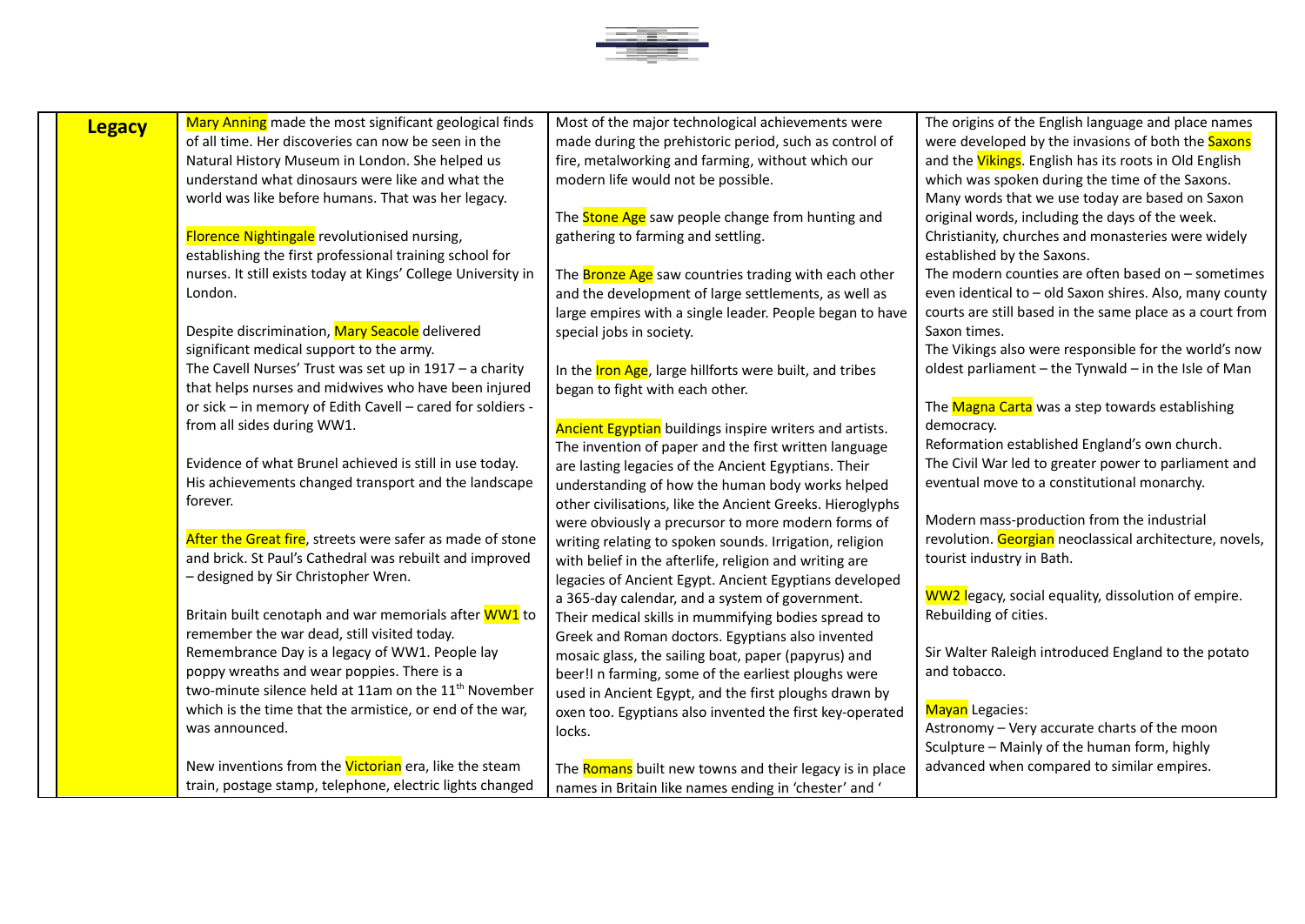| | Legacy | | | |
|---|---|---|---|---|
| | **Legacy** | Mary Anning made the most significant geological finds of all time. Her discoveries can now be seen in the Natural History Museum in London. She helped us understand what dinosaurs were like and what the world was like before humans. That was her legacy.<br><br>Florence Nightingale revolutionised nursing, establishing the first professional training school for nurses. It still exists today at Kings' College University in London.<br><br>Despite discrimination, Mary Seacole delivered significant medical support to the army.<br>The Cavell Nurses' Trust was set up in 1917 – a charity that helps nurses and midwives who have been injured or sick – in memory of Edith Cavell – cared for soldiers - from all sides during WW1.<br><br>Evidence of what Brunel achieved is still in use today. His achievements changed transport and the landscape forever.<br><br>After the Great fire, streets were safer as made of stone and brick. St Paul's Cathedral was rebuilt and improved – designed by Sir Christopher Wren.<br><br>Britain built cenotaph and war memorials after WW1 to remember the war dead, still visited today.<br>Remembrance Day is a legacy of WW1. People lay poppy wreaths and wear poppies. There is a two-minute silence held at 11am on the 11th November which is the time that the armistice, or end of the war, was announced.<br><br>New inventions from the Victorian era, like the steam train, postage stamp, telephone, electric lights changed | Most of the major technological achievements were made during the prehistoric period, such as control of fire, metalworking and farming, without which our modern life would not be possible.<br><br>The Stone Age saw people change from hunting and gathering to farming and settling.<br><br>The Bronze Age saw countries trading with each other and the development of large settlements, as well as large empires with a single leader. People began to have special jobs in society.<br><br>In the Iron Age, large hillforts were built, and tribes began to fight with each other.<br><br>Ancient Egyptian buildings inspire writers and artists. The invention of paper and the first written language are lasting legacies of the Ancient Egyptians. Their understanding of how the human body works helped other civilisations, like the Ancient Greeks. Hieroglyphs were obviously a precursor to more modern forms of writing relating to spoken sounds. Irrigation, religion with belief in the afterlife, religion and writing are legacies of Ancient Egypt. Ancient Egyptians developed a 365-day calendar, and a system of government. Their medical skills in mummifying bodies spread to Greek and Roman doctors. Egyptians also invented mosaic glass, the sailing boat, paper (papyrus) and beer!I n farming, some of the earliest ploughs were used in Ancient Egypt, and the first ploughs drawn by oxen too. Egyptians also invented the first key-operated locks.<br><br>The Romans built new towns and their legacy is in place names in Britain like names ending in 'chester' and ' | The origins of the English language and place names were developed by the invasions of both the Saxons and the Vikings. English has its roots in Old English which was spoken during the time of the Saxons. Many words that we use today are based on Saxon original words, including the days of the week.<br>Christianity, churches and monasteries were widely established by the Saxons.<br>The modern counties are often based on – sometimes even identical to – old Saxon shires. Also, many county courts are still based in the same place as a court from Saxon times.<br>The Vikings also were responsible for the world's now oldest parliament – the Tynwald – in the Isle of Man<br><br>The Magna Carta was a step towards establishing democracy.<br>Reformation established England's own church.<br>The Civil War led to greater power to parliament and eventual move to a constitutional monarchy.<br><br>Modern mass-production from the industrial revolution. Georgian neoclassical architecture, novels, tourist industry in Bath.<br><br>WW2 legacy, social equality, dissolution of empire. Rebuilding of cities.<br><br>Sir Walter Raleigh introduced England to the potato and tobacco.<br><br>Mayan Legacies:<br>Astronomy – Very accurate charts of the moon<br>Sculpture – Mainly of the human form, highly advanced when compared to similar empires. |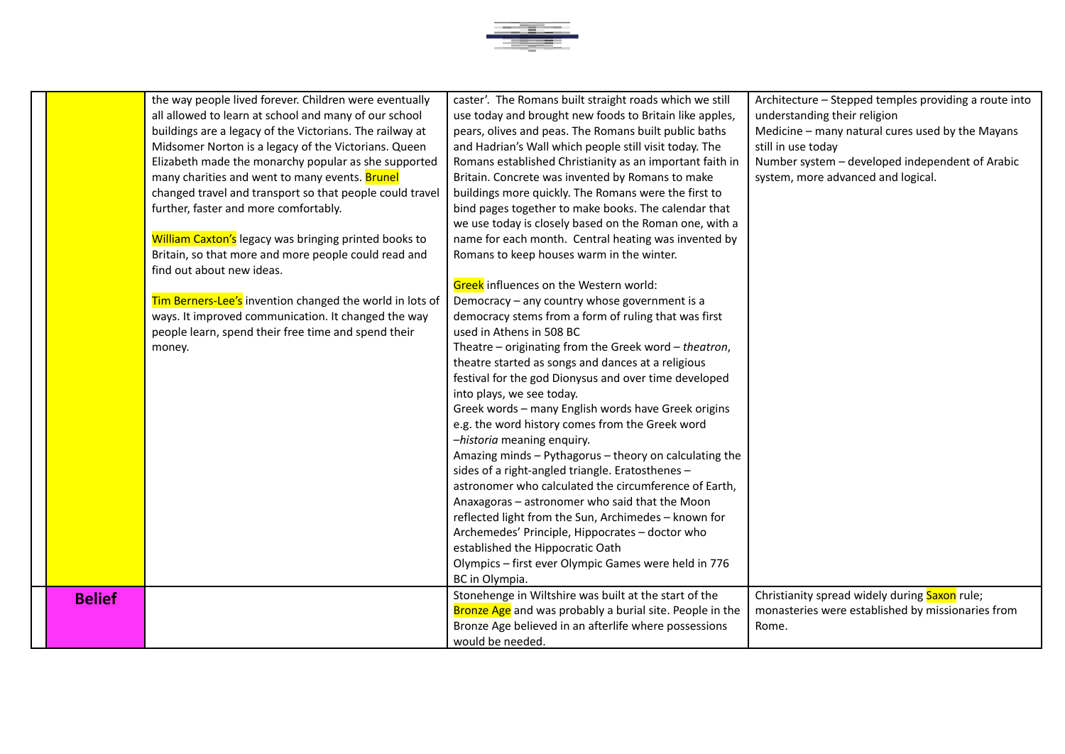| | | | | |
|---|---|---|---|---|
| | | the way people lived forever. Children were eventually all allowed to learn at school and many of our school buildings are a legacy of the Victorians. The railway at Midsomer Norton is a legacy of the Victorians. Queen Elizabeth made the monarchy popular as she supported many charities and went to many events. Brunel changed travel and transport so that people could travel further, faster and more comfortably.<br><br>William Caxton's legacy was bringing printed books to Britain, so that more and more people could read and find out about new ideas.<br><br>Tim Berners-Lee's invention changed the world in lots of ways. It improved communication. It changed the way people learn, spend their free time and spend their money. | caster'. The Romans built straight roads which we still use today and brought new foods to Britain like apples, pears, olives and peas. The Romans built public baths and Hadrian's Wall which people still visit today. The Romans established Christianity as an important faith in Britain. Concrete was invented by Romans to make buildings more quickly. The Romans were the first to bind pages together to make books. The calendar that we use today is closely based on the Roman one, with a name for each month. Central heating was invented by Romans to keep houses warm in the winter.<br><br>Greek influences on the Western world:<br>Democracy – any country whose government is a democracy stems from a form of ruling that was first used in Athens in 508 BC<br>Theatre – originating from the Greek word – *theatron*, theatre started as songs and dances at a religious festival for the god Dionysus and over time developed into plays, we see today.<br>Greek words – many English words have Greek origins e.g. the word history comes from the Greek word –*historia* meaning enquiry.<br>Amazing minds – Pythagorus – theory on calculating the sides of a right-angled triangle. Eratosthenes – astronomer who calculated the circumference of Earth, Anaxagoras – astronomer who said that the Moon reflected light from the Sun, Archimedes – known for Archemedes' Principle, Hippocrates – doctor who established the Hippocratic Oath<br>Olympics – first ever Olympic Games were held in 776 BC in Olympia. | Architecture – Stepped temples providing a route into understanding their religion<br>Medicine – many natural cures used by the Mayans still in use today<br>Number system – developed independent of Arabic system, more advanced and logical. |
| | **Belief** | | Stonehenge in Wiltshire was built at the start of the Bronze Age and was probably a burial site. People in the Bronze Age believed in an afterlife where possessions would be needed. | Christianity spread widely during Saxon rule; monasteries were established by missionaries from Rome. |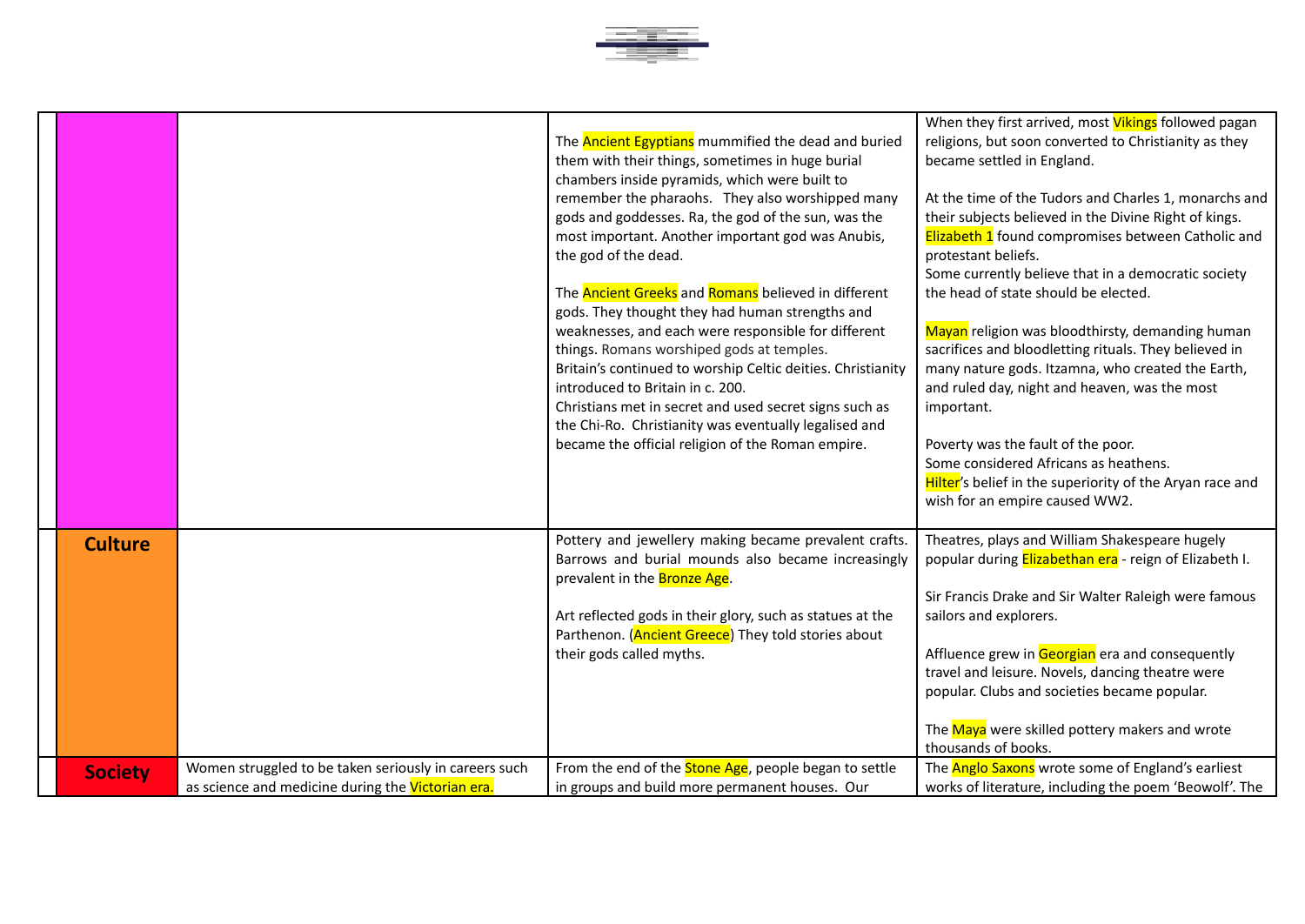| | | | | |
|---|---|---|---|---|
| | | | The Ancient Egyptians mummified the dead and buried them with their things, sometimes in huge burial chambers inside pyramids, which were built to remember the pharaohs. They also worshipped many gods and goddesses. Ra, the god of the sun, was the most important. Another important god was Anubis, the god of the dead.<br><br>The Ancient Greeks and Romans believed in different gods. They thought they had human strengths and weaknesses, and each were responsible for different things. Romans worshiped gods at temples.<br>Britain's continued to worship Celtic deities. Christianity introduced to Britain in c. 200.<br>Christians met in secret and used secret signs such as the Chi-Ro. Christianity was eventually legalised and became the official religion of the Roman empire. | When they first arrived, most Vikings followed pagan religions, but soon converted to Christianity as they became settled in England.<br><br>At the time of the Tudors and Charles 1, monarchs and their subjects believed in the Divine Right of kings. Elizabeth 1 found compromises between Catholic and protestant beliefs.<br>Some currently believe that in a democratic society the head of state should be elected.<br><br>Mayan religion was bloodthirsty, demanding human sacrifices and bloodletting rituals. They believed in many nature gods. Itzamna, who created the Earth, and ruled day, night and heaven, was the most important.<br><br>Poverty was the fault of the poor.<br>Some considered Africans as heathens.<br>Hilter's belief in the superiority of the Aryan race and wish for an empire caused WW2. |
| | **Culture** | | Pottery and jewellery making became prevalent crafts. Barrows and burial mounds also became increasingly prevalent in the Bronze Age.<br><br>Art reflected gods in their glory, such as statues at the Parthenon. (Ancient Greece) They told stories about their gods called myths. | Theatres, plays and William Shakespeare hugely popular during Elizabethan era - reign of Elizabeth I.<br><br>Sir Francis Drake and Sir Walter Raleigh were famous sailors and explorers.<br><br>Affluence grew in Georgian era and consequently travel and leisure. Novels, dancing theatre were popular. Clubs and societies became popular.<br><br>The Maya were skilled pottery makers and wrote thousands of books. |
| | **Society** | Women struggled to be taken seriously in careers such as science and medicine during the Victorian era. | From the end of the Stone Age, people began to settle in groups and build more permanent houses. Our | The Anglo Saxons wrote some of England's earliest works of literature, including the poem 'Beowolf'. The |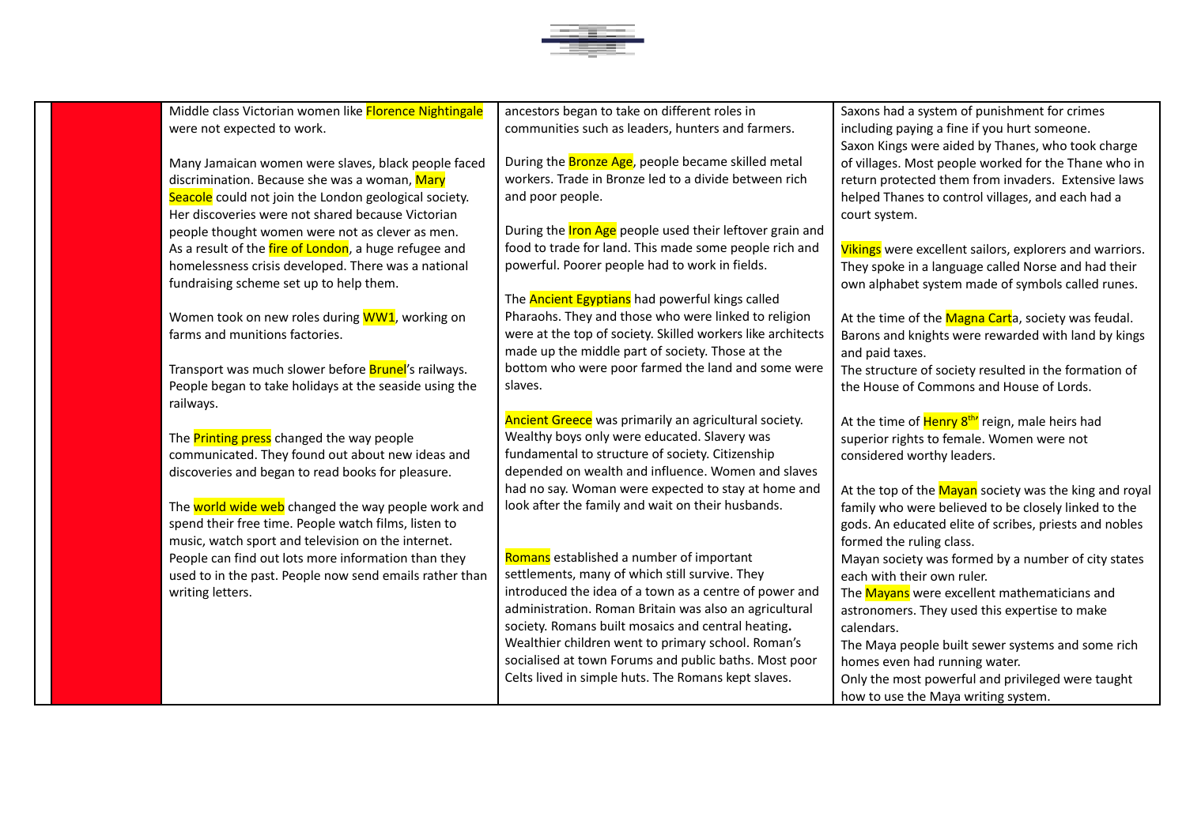|  |  |  |  |  |
|---|---|---|---|---|
|  |  | Middle class Victorian women like Florence Nightingale were not expected to work.<br><br>Many Jamaican women were slaves, black people faced discrimination. Because she was a woman, Mary Seacole could not join the London geological society. Her discoveries were not shared because Victorian people thought women were not as clever as men.<br>As a result of the fire of London, a huge refugee and homelessness crisis developed. There was a national fundraising scheme set up to help them.<br><br>Women took on new roles during WW1, working on farms and munitions factories.<br><br>Transport was much slower before Brunel's railways. People began to take holidays at the seaside using the railways.<br><br>The Printing press changed the way people communicated. They found out about new ideas and discoveries and began to read books for pleasure.<br><br>The world wide web changed the way people work and spend their free time. People watch films, listen to music, watch sport and television on the internet. People can find out lots more information than they used to in the past. People now send emails rather than writing letters. | ancestors began to take on different roles in communities such as leaders, hunters and farmers.<br><br>During the Bronze Age, people became skilled metal workers. Trade in Bronze led to a divide between rich and poor people.<br><br>During the Iron Age people used their leftover grain and food to trade for land. This made some people rich and powerful. Poorer people had to work in fields.<br><br>The Ancient Egyptians had powerful kings called Pharaohs. They and those who were linked to religion were at the top of society. Skilled workers like architects made up the middle part of society. Those at the bottom who were poor farmed the land and some were slaves.<br><br>Ancient Greece was primarily an agricultural society. Wealthy boys only were educated. Slavery was fundamental to structure of society. Citizenship depended on wealth and influence. Women and slaves had no say. Woman were expected to stay at home and look after the family and wait on their husbands.<br><br>Romans established a number of important settlements, many of which still survive. They introduced the idea of a town as a centre of power and administration. Roman Britain was also an agricultural society. Romans built mosaics and central heating. Wealthier children went to primary school. Roman's socialised at town Forums and public baths. Most poor Celts lived in simple huts. The Romans kept slaves. | Saxons had a system of punishment for crimes including paying a fine if you hurt someone.<br>Saxon Kings were aided by Thanes, who took charge of villages. Most people worked for the Thane who in return protected them from invaders. Extensive laws helped Thanes to control villages, and each had a court system.<br><br>Vikings were excellent sailors, explorers and warriors. They spoke in a language called Norse and had their own alphabet system made of symbols called runes.<br><br>At the time of the Magna Carta, society was feudal. Barons and knights were rewarded with land by kings and paid taxes.<br>The structure of society resulted in the formation of the House of Commons and House of Lords.<br><br>At the time of Henry 8th' reign, male heirs had superior rights to female. Women were not considered worthy leaders.<br><br>At the top of the Mayan society was the king and royal family who were believed to be closely linked to the gods. An educated elite of scribes, priests and nobles formed the ruling class.<br>Mayan society was formed by a number of city states each with their own ruler.<br>The Mayans were excellent mathematicians and astronomers. They used this expertise to make calendars.<br>The Maya people built sewer systems and some rich homes even had running water.<br>Only the most powerful and privileged were taught how to use the Maya writing system. |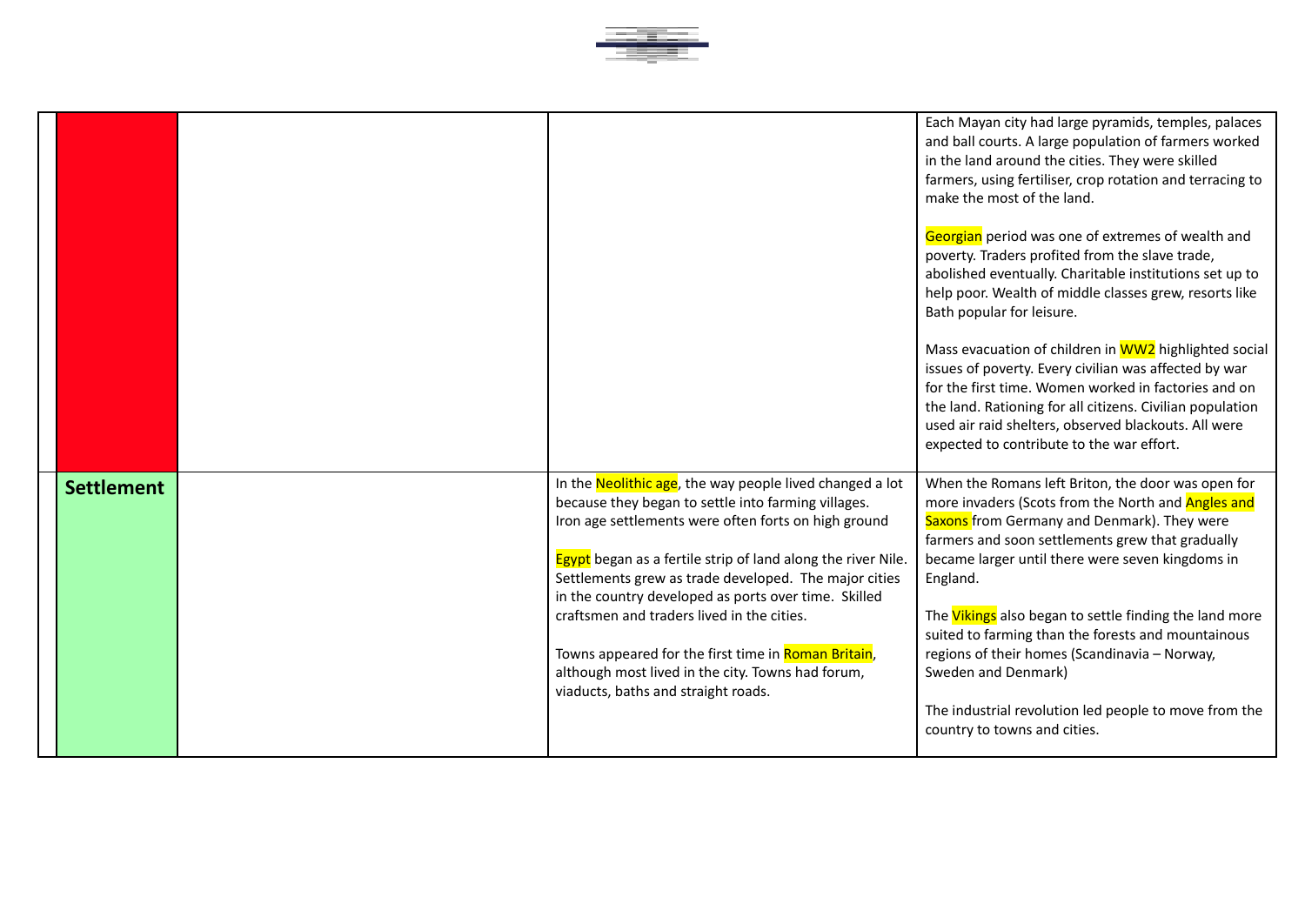| | | | | |
|---|---|---|---|---|
| | | | | Each Mayan city had large pyramids, temples, palaces and ball courts. A large population of farmers worked in the land around the cities. They were skilled farmers, using fertiliser, crop rotation and terracing to make the most of the land.<br><br>Georgian period was one of extremes of wealth and poverty. Traders profited from the slave trade, abolished eventually. Charitable institutions set up to help poor. Wealth of middle classes grew, resorts like Bath popular for leisure.<br><br>Mass evacuation of children in WW2 highlighted social issues of poverty. Every civilian was affected by war for the first time. Women worked in factories and on the land. Rationing for all citizens. Civilian population used air raid shelters, observed blackouts. All were expected to contribute to the war effort. |
| | **Settlement** | | In the Neolithic age, the way people lived changed a lot because they began to settle into farming villages. Iron age settlements were often forts on high ground<br><br>Egypt began as a fertile strip of land along the river Nile. Settlements grew as trade developed. The major cities in the country developed as ports over time. Skilled craftsmen and traders lived in the cities.<br><br>Towns appeared for the first time in Roman Britain, although most lived in the city. Towns had forum, viaducts, baths and straight roads. | When the Romans left Briton, the door was open for more invaders (Scots from the North and Angles and Saxons from Germany and Denmark). They were farmers and soon settlements grew that gradually became larger until there were seven kingdoms in England.<br><br>The Vikings also began to settle finding the land more suited to farming than the forests and mountainous regions of their homes (Scandinavia – Norway, Sweden and Denmark)<br><br>The industrial revolution led people to move from the country to towns and cities. |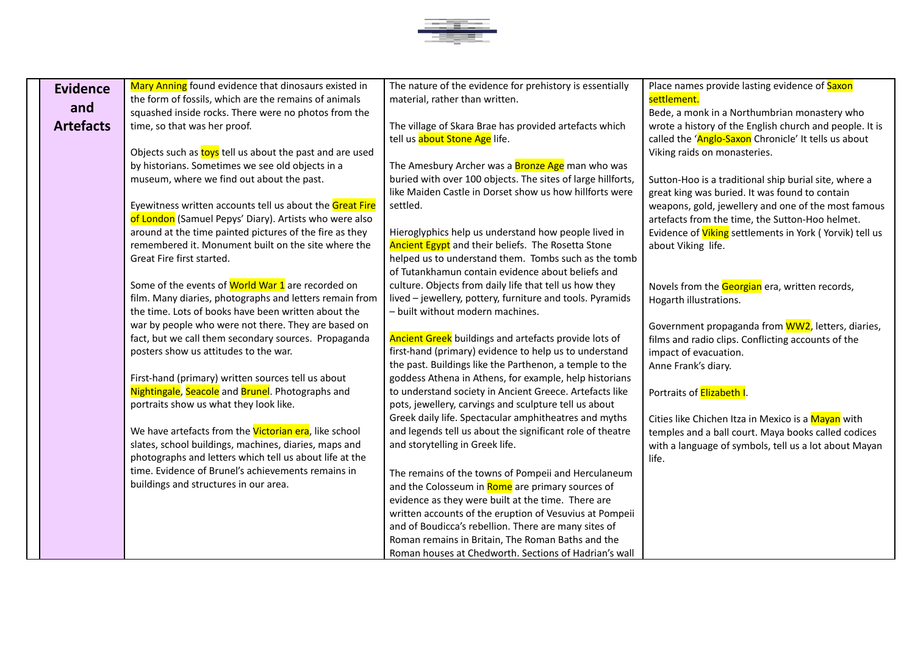| | Evidence and Artefacts | | | |
|---|---|---|---|---|
| | **Evidence and Artefacts** | Mary Anning found evidence that dinosaurs existed in the form of fossils, which are the remains of animals squashed inside rocks. There were no photos from the time, so that was her proof.<br><br>Objects such as toys tell us about the past and are used by historians. Sometimes we see old objects in a museum, where we find out about the past.<br><br>Eyewitness written accounts tell us about the Great Fire of London (Samuel Pepys' Diary). Artists who were also around at the time painted pictures of the fire as they remembered it. Monument built on the site where the Great Fire first started.<br><br>Some of the events of World War 1 are recorded on film. Many diaries, photographs and letters remain from the time. Lots of books have been written about the war by people who were not there. They are based on fact, but we call them secondary sources. Propaganda posters show us attitudes to the war.<br><br>First-hand (primary) written sources tell us about Nightingale, Seacole and Brunel. Photographs and portraits show us what they look like.<br><br>We have artefacts from the Victorian era, like school slates, school buildings, machines, diaries, maps and photographs and letters which tell us about life at the time. Evidence of Brunel's achievements remains in buildings and structures in our area. | The nature of the evidence for prehistory is essentially material, rather than written.<br><br>The village of Skara Brae has provided artefacts which tell us about Stone Age life.<br><br>The Amesbury Archer was a Bronze Age man who was buried with over 100 objects. The sites of large hillforts, like Maiden Castle in Dorset show us how hillforts were settled.<br><br>Hieroglyphics help us understand how people lived in Ancient Egypt and their beliefs. The Rosetta Stone helped us to understand them. Tombs such as the tomb of Tutankhamun contain evidence about beliefs and culture. Objects from daily life that tell us how they lived – jewellery, pottery, furniture and tools. Pyramids – built without modern machines.<br><br>Ancient Greek buildings and artefacts provide lots of first-hand (primary) evidence to help us to understand the past. Buildings like the Parthenon, a temple to the goddess Athena in Athens, for example, help historians to understand society in Ancient Greece. Artefacts like pots, jewellery, carvings and sculpture tell us about Greek daily life. Spectacular amphitheatres and myths and legends tell us about the significant role of theatre and storytelling in Greek life.<br><br>The remains of the towns of Pompeii and Herculaneum and the Colosseum in Rome are primary sources of evidence as they were built at the time. There are written accounts of the eruption of Vesuvius at Pompeii and of Boudicca's rebellion. There are many sites of Roman remains in Britain, The Roman Baths and the Roman houses at Chedworth. Sections of Hadrian's wall | Place names provide lasting evidence of Saxon settlement.<br>Bede, a monk in a Northumbrian monastery who wrote a history of the English church and people. It is called the 'Anglo-Saxon Chronicle' It tells us about Viking raids on monasteries.<br><br>Sutton-Hoo is a traditional ship burial site, where a great king was buried. It was found to contain weapons, gold, jewellery and one of the most famous artefacts from the time, the Sutton-Hoo helmet. Evidence of Viking settlements in York ( Yorvik) tell us about Viking life.<br><br>Novels from the Georgian era, written records, Hogarth illustrations.<br><br>Government propaganda from WW2, letters, diaries, films and radio clips. Conflicting accounts of the impact of evacuation.<br>Anne Frank's diary.<br><br>Portraits of Elizabeth I.<br><br>Cities like Chichen Itza in Mexico is a Mayan with temples and a ball court. Maya books called codices with a language of symbols, tell us a lot about Mayan life. |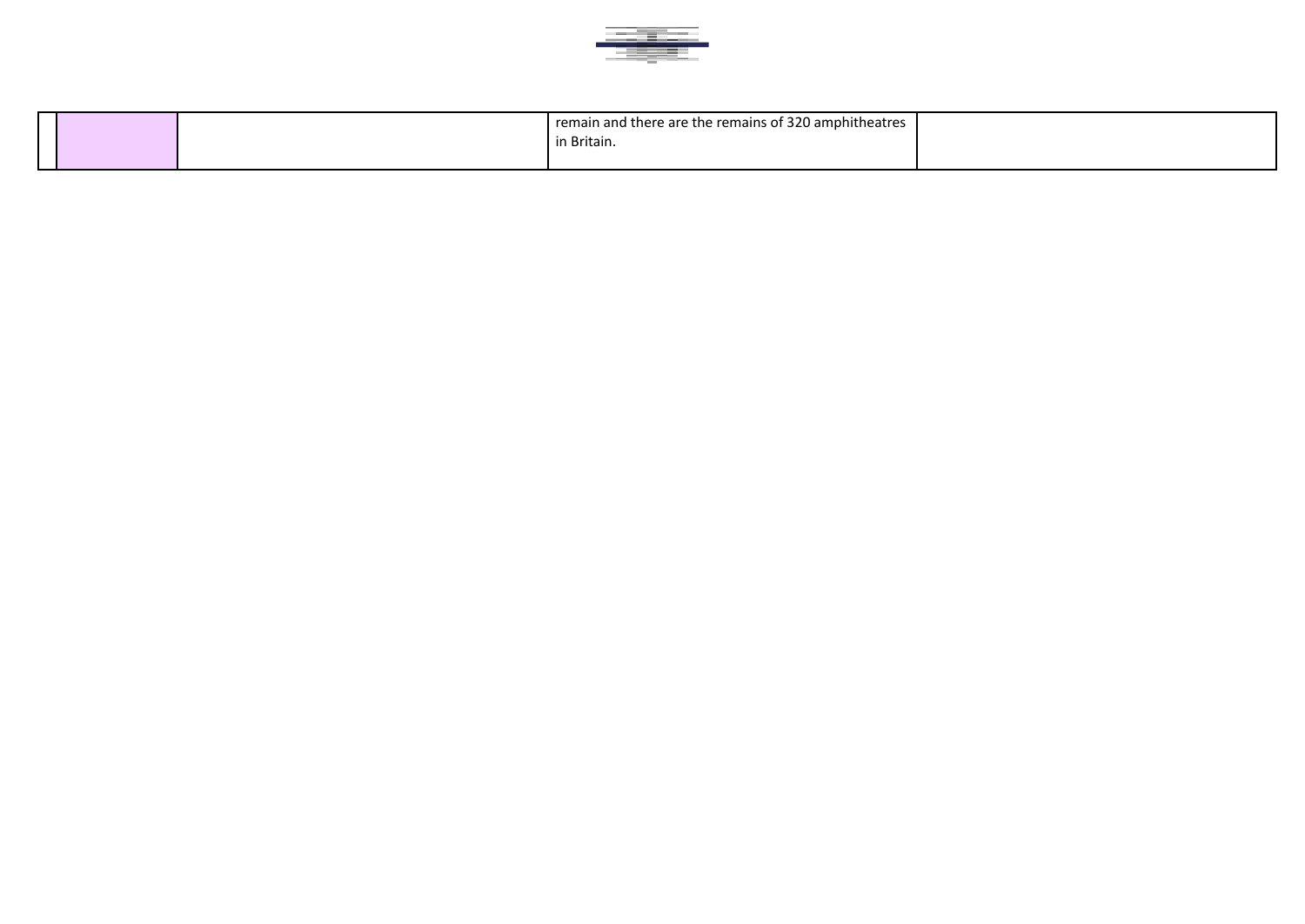| | | | | |
|---|---|---|---|---|
| | | | remain and there are the remains of 320 amphitheatres in Britain. | |